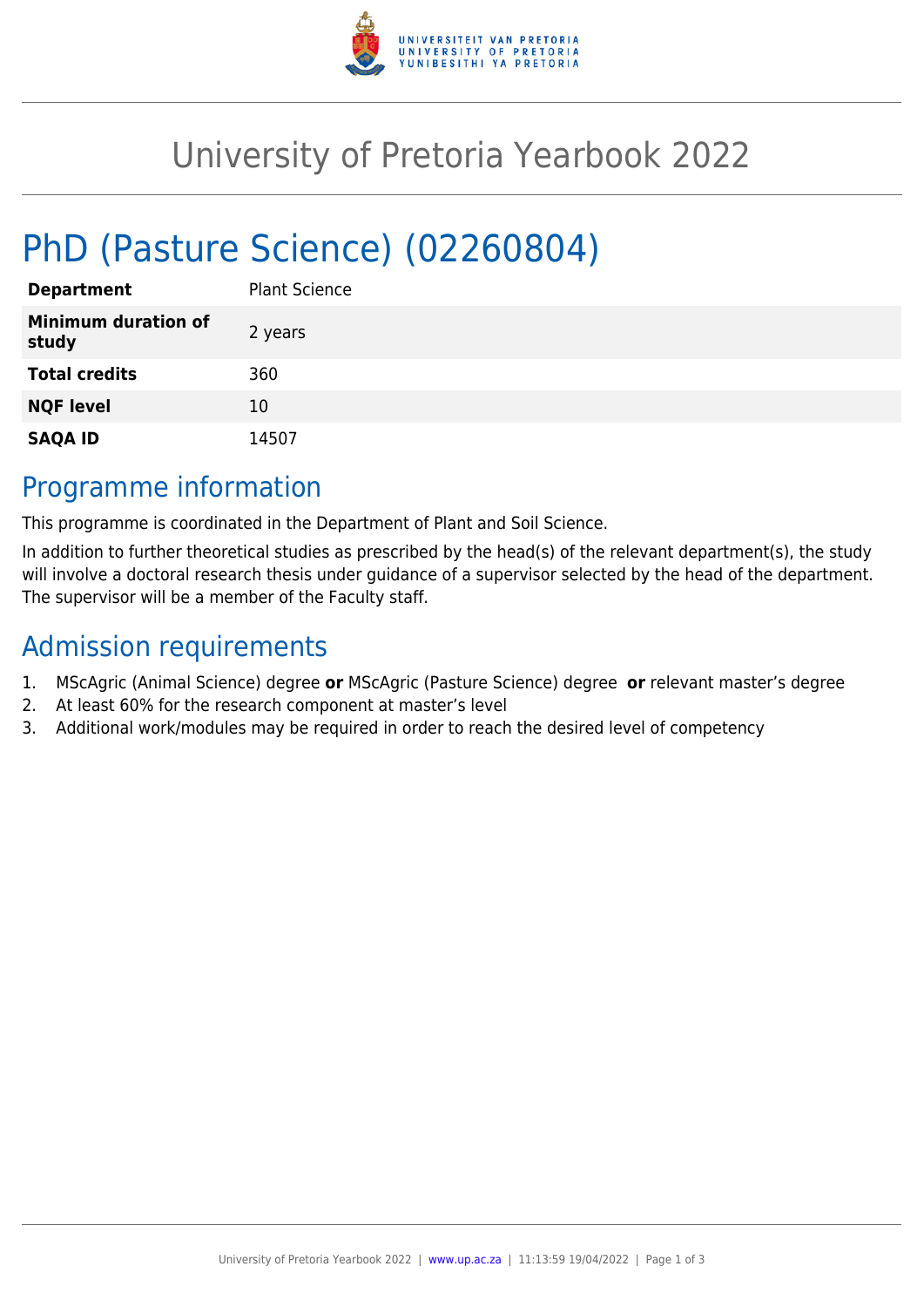# University of Pretoria Yearbook 2022

# PhD (Pasture Science) (02260804)

| | |
|---|---|
| **Department** | Plant Science |
| **Minimum duration of study** | 2 years |
| **Total credits** | 360 |
| **NQF level** | 10 |
| **SAQA ID** | 14507 |

## Programme information

This programme is coordinated in the Department of Plant and Soil Science.

In addition to further theoretical studies as prescribed by the head(s) of the relevant department(s), the study will involve a doctoral research thesis under guidance of a supervisor selected by the head of the department. The supervisor will be a member of the Faculty staff.

## Admission requirements

1. MScAgric (Animal Science) degree **or** MScAgric (Pasture Science) degree **or** relevant master's degree
2. At least 60% for the research component at master's level
3. Additional work/modules may be required in order to reach the desired level of competency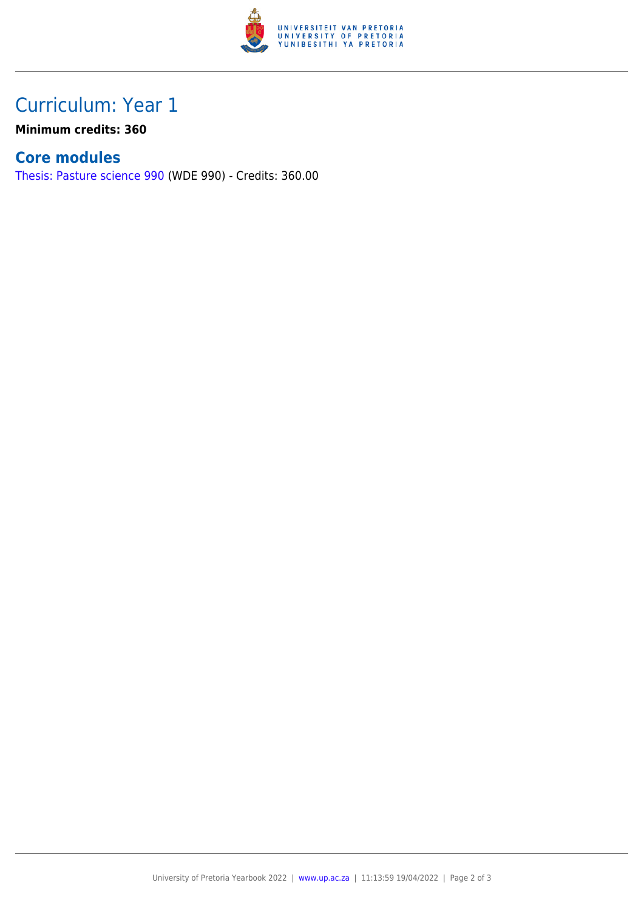## Curriculum: Year 1

**Minimum credits: 360**

### Core modules

Thesis: Pasture science 990 (WDE 990) - Credits: 360.00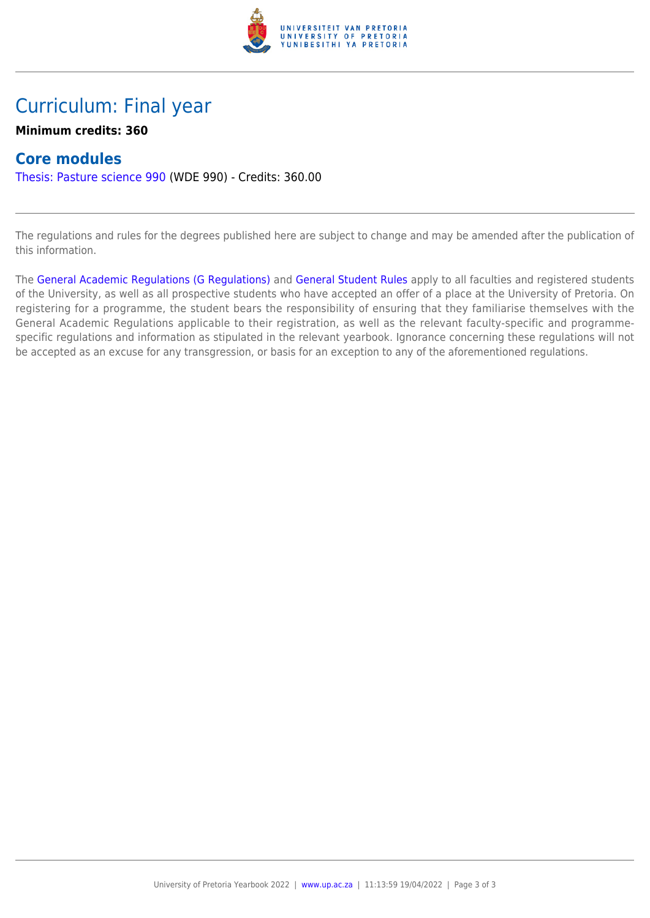# Curriculum: Final year

**Minimum credits: 360**

## Core modules

Thesis: Pasture science 990 (WDE 990) - Credits: 360.00

The regulations and rules for the degrees published here are subject to change and may be amended after the publication of this information.

The General Academic Regulations (G Regulations) and General Student Rules apply to all faculties and registered students of the University, as well as all prospective students who have accepted an offer of a place at the University of Pretoria. On registering for a programme, the student bears the responsibility of ensuring that they familiarise themselves with the General Academic Regulations applicable to their registration, as well as the relevant faculty-specific and programme-specific regulations and information as stipulated in the relevant yearbook. Ignorance concerning these regulations will not be accepted as an excuse for any transgression, or basis for an exception to any of the aforementioned regulations.